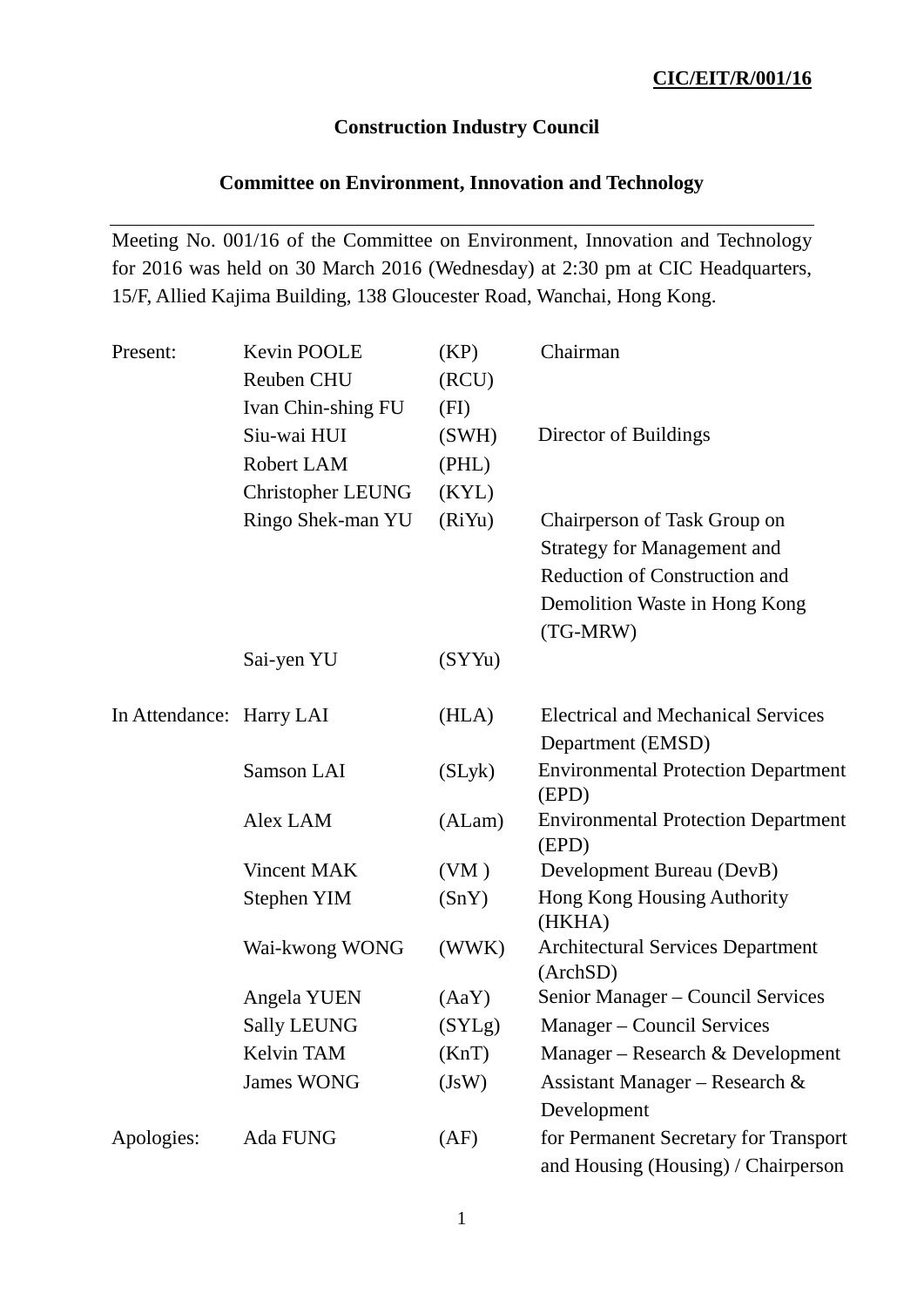**CIC/EIT/R/001/16**

**Construction Industry Council**

**Committee on Environment, Innovation and Technology**

---

Meeting No. 001/16 of the Committee on Environment, Innovation and Technology for 2016 was held on 30 March 2016 (Wednesday) at 2:30 pm at CIC Headquarters, 15/F, Allied Kajima Building, 138 Gloucester Road, Wanchai, Hong Kong.

| | | | |
|---|---|---|---|
| Present: | Kevin POOLE | (KP) | Chairman |
| | Reuben CHU | (RCU) | |
| | Ivan Chin-shing FU | (FI) | |
| | Siu-wai HUI | (SWH) | Director of Buildings |
| | Robert LAM | (PHL) | |
| | Christopher LEUNG | (KYL) | |
| | Ringo Shek-man YU | (RiYu) | Chairperson of Task Group on Strategy for Management and Reduction of Construction and Demolition Waste in Hong Kong (TG-MRW) |
| | Sai-yen YU | (SYYu) | |
| In Attendance: | Harry LAI | (HLA) | Electrical and Mechanical Services Department (EMSD) |
| | Samson LAI | (SLyk) | Environmental Protection Department (EPD) |
| | Alex LAM | (ALam) | Environmental Protection Department (EPD) |
| | Vincent MAK | (VM ) | Development Bureau (DevB) |
| | Stephen YIM | (SnY) | Hong Kong Housing Authority (HKHA) |
| | Wai-kwong WONG | (WWK) | Architectural Services Department (ArchSD) |
| | Angela YUEN | (AaY) | Senior Manager – Council Services |
| | Sally LEUNG | (SYLg) | Manager – Council Services |
| | Kelvin TAM | (KnT) | Manager – Research & Development |
| | James WONG | (JsW) | Assistant Manager – Research & Development |
| Apologies: | Ada FUNG | (AF) | for Permanent Secretary for Transport and Housing (Housing) / Chairperson |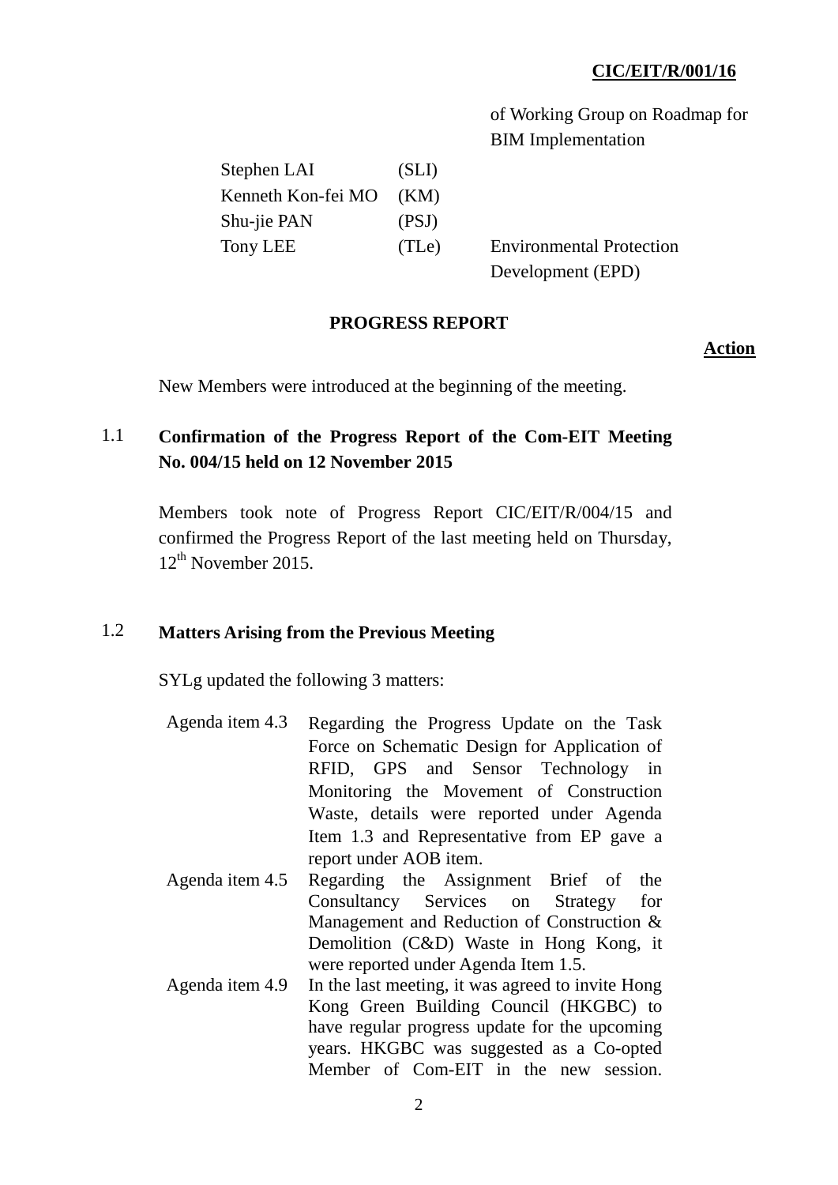| | | |
|---|---|---|
| | | of Working Group on Roadmap for BIM Implementation |
| Stephen LAI | (SLI) | |
| Kenneth Kon-fei MO | (KM) | |
| Shu-jie PAN | (PSJ) | |
| Tony LEE | (TLe) | Environmental Protection Development (EPD) |

## PROGRESS REPORT

**Action**

New Members were introduced at the beginning of the meeting.

### 1.1 Confirmation of the Progress Report of the Com-EIT Meeting No. 004/15 held on 12 November 2015

Members took note of Progress Report CIC/EIT/R/004/15 and confirmed the Progress Report of the last meeting held on Thursday, 12th November 2015.

### 1.2 Matters Arising from the Previous Meeting

SYLg updated the following 3 matters:

| | |
|---|---|
| Agenda item 4.3 | Regarding the Progress Update on the Task Force on Schematic Design for Application of RFID, GPS and Sensor Technology in Monitoring the Movement of Construction Waste, details were reported under Agenda Item 1.3 and Representative from EP gave a report under AOB item. |
| Agenda item 4.5 | Regarding the Assignment Brief of the Consultancy Services on Strategy for Management and Reduction of Construction & Demolition (C&D) Waste in Hong Kong, it were reported under Agenda Item 1.5. |
| Agenda item 4.9 | In the last meeting, it was agreed to invite Hong Kong Green Building Council (HKGBC) to have regular progress update for the upcoming years. HKGBC was suggested as a Co-opted Member of Com-EIT in the new session. |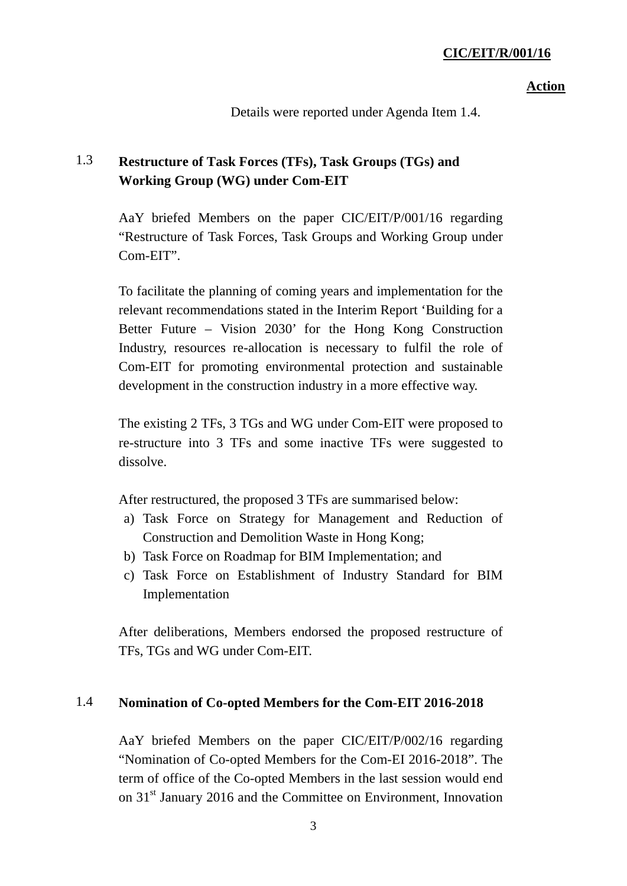**Action**

Details were reported under Agenda Item 1.4.

## 1.3 Restructure of Task Forces (TFs), Task Groups (TGs) and Working Group (WG) under Com-EIT

AaY briefed Members on the paper CIC/EIT/P/001/16 regarding "Restructure of Task Forces, Task Groups and Working Group under Com-EIT".

To facilitate the planning of coming years and implementation for the relevant recommendations stated in the Interim Report 'Building for a Better Future – Vision 2030' for the Hong Kong Construction Industry, resources re-allocation is necessary to fulfil the role of Com-EIT for promoting environmental protection and sustainable development in the construction industry in a more effective way.

The existing 2 TFs, 3 TGs and WG under Com-EIT were proposed to re-structure into 3 TFs and some inactive TFs were suggested to dissolve.

After restructured, the proposed 3 TFs are summarised below:

a) Task Force on Strategy for Management and Reduction of Construction and Demolition Waste in Hong Kong;
b) Task Force on Roadmap for BIM Implementation; and
c) Task Force on Establishment of Industry Standard for BIM Implementation

After deliberations, Members endorsed the proposed restructure of TFs, TGs and WG under Com-EIT.

## 1.4 Nomination of Co-opted Members for the Com-EIT 2016-2018

AaY briefed Members on the paper CIC/EIT/P/002/16 regarding "Nomination of Co-opted Members for the Com-EI 2016-2018". The term of office of the Co-opted Members in the last session would end on 31st January 2016 and the Committee on Environment, Innovation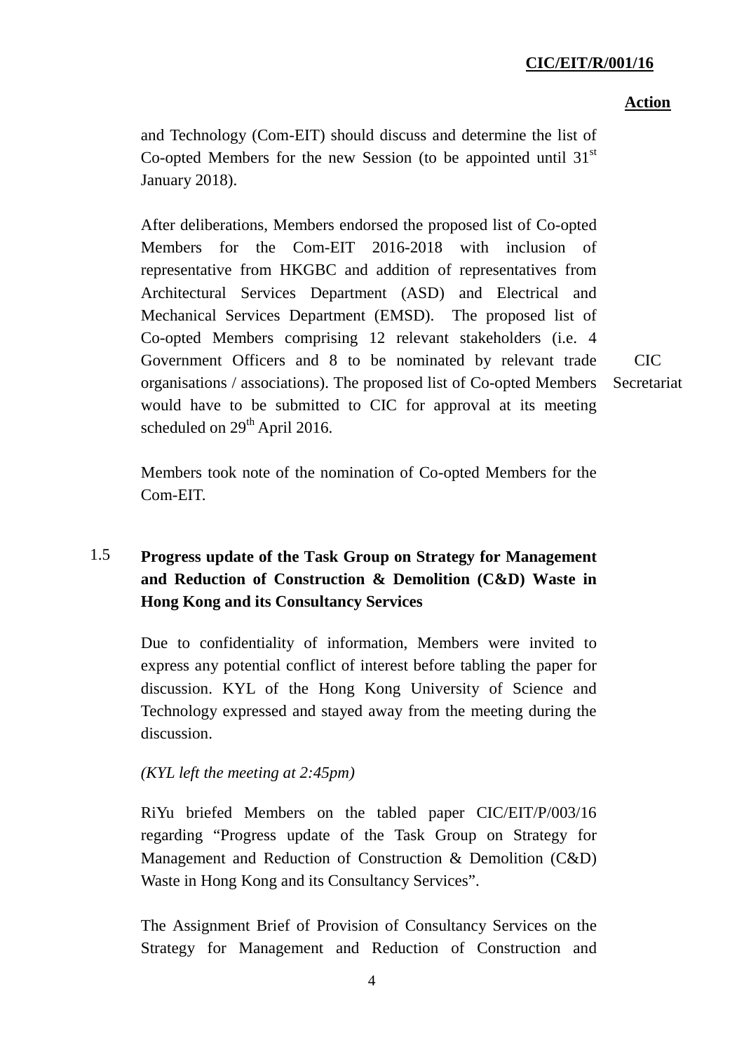**Action**

and Technology (Com-EIT) should discuss and determine the list of Co-opted Members for the new Session (to be appointed until 31st January 2018).

After deliberations, Members endorsed the proposed list of Co-opted Members for the Com-EIT 2016-2018 with inclusion of representative from HKGBC and addition of representatives from Architectural Services Department (ASD) and Electrical and Mechanical Services Department (EMSD). The proposed list of Co-opted Members comprising 12 relevant stakeholders (i.e. 4 Government Officers and 8 to be nominated by relevant trade organisations / associations). The proposed list of Co-opted Members would have to be submitted to CIC for approval at its meeting scheduled on 29th April 2016. — **CIC Secretariat**

Members took note of the nomination of Co-opted Members for the Com-EIT.

## 1.5 Progress update of the Task Group on Strategy for Management and Reduction of Construction & Demolition (C&D) Waste in Hong Kong and its Consultancy Services

Due to confidentiality of information, Members were invited to express any potential conflict of interest before tabling the paper for discussion. KYL of the Hong Kong University of Science and Technology expressed and stayed away from the meeting during the discussion.

*(KYL left the meeting at 2:45pm)*

RiYu briefed Members on the tabled paper CIC/EIT/P/003/16 regarding "Progress update of the Task Group on Strategy for Management and Reduction of Construction & Demolition (C&D) Waste in Hong Kong and its Consultancy Services".

The Assignment Brief of Provision of Consultancy Services on the Strategy for Management and Reduction of Construction and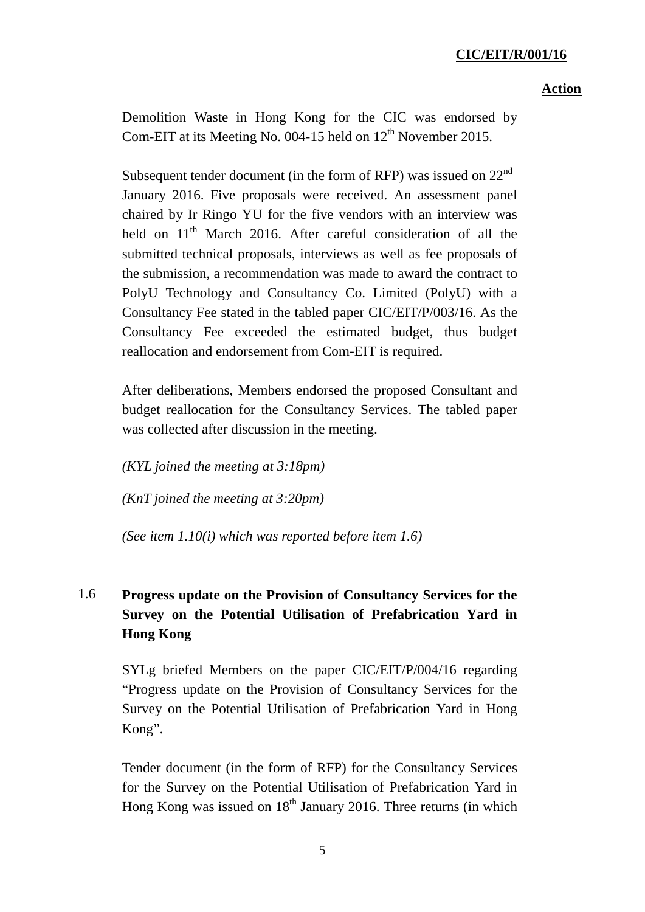Demolition Waste in Hong Kong for the CIC was endorsed by Com-EIT at its Meeting No. 004-15 held on 12th November 2015.

Subsequent tender document (in the form of RFP) was issued on 22nd January 2016. Five proposals were received. An assessment panel chaired by Ir Ringo YU for the five vendors with an interview was held on 11th March 2016. After careful consideration of all the submitted technical proposals, interviews as well as fee proposals of the submission, a recommendation was made to award the contract to PolyU Technology and Consultancy Co. Limited (PolyU) with a Consultancy Fee stated in the tabled paper CIC/EIT/P/003/16. As the Consultancy Fee exceeded the estimated budget, thus budget reallocation and endorsement from Com-EIT is required.

After deliberations, Members endorsed the proposed Consultant and budget reallocation for the Consultancy Services. The tabled paper was collected after discussion in the meeting.

*(KYL joined the meeting at 3:18pm)*

*(KnT joined the meeting at 3:20pm)*

*(See item 1.10(i) which was reported before item 1.6)*

1.6 **Progress update on the Provision of Consultancy Services for the Survey on the Potential Utilisation of Prefabrication Yard in Hong Kong**

SYLg briefed Members on the paper CIC/EIT/P/004/16 regarding "Progress update on the Provision of Consultancy Services for the Survey on the Potential Utilisation of Prefabrication Yard in Hong Kong".

Tender document (in the form of RFP) for the Consultancy Services for the Survey on the Potential Utilisation of Prefabrication Yard in Hong Kong was issued on 18th January 2016. Three returns (in which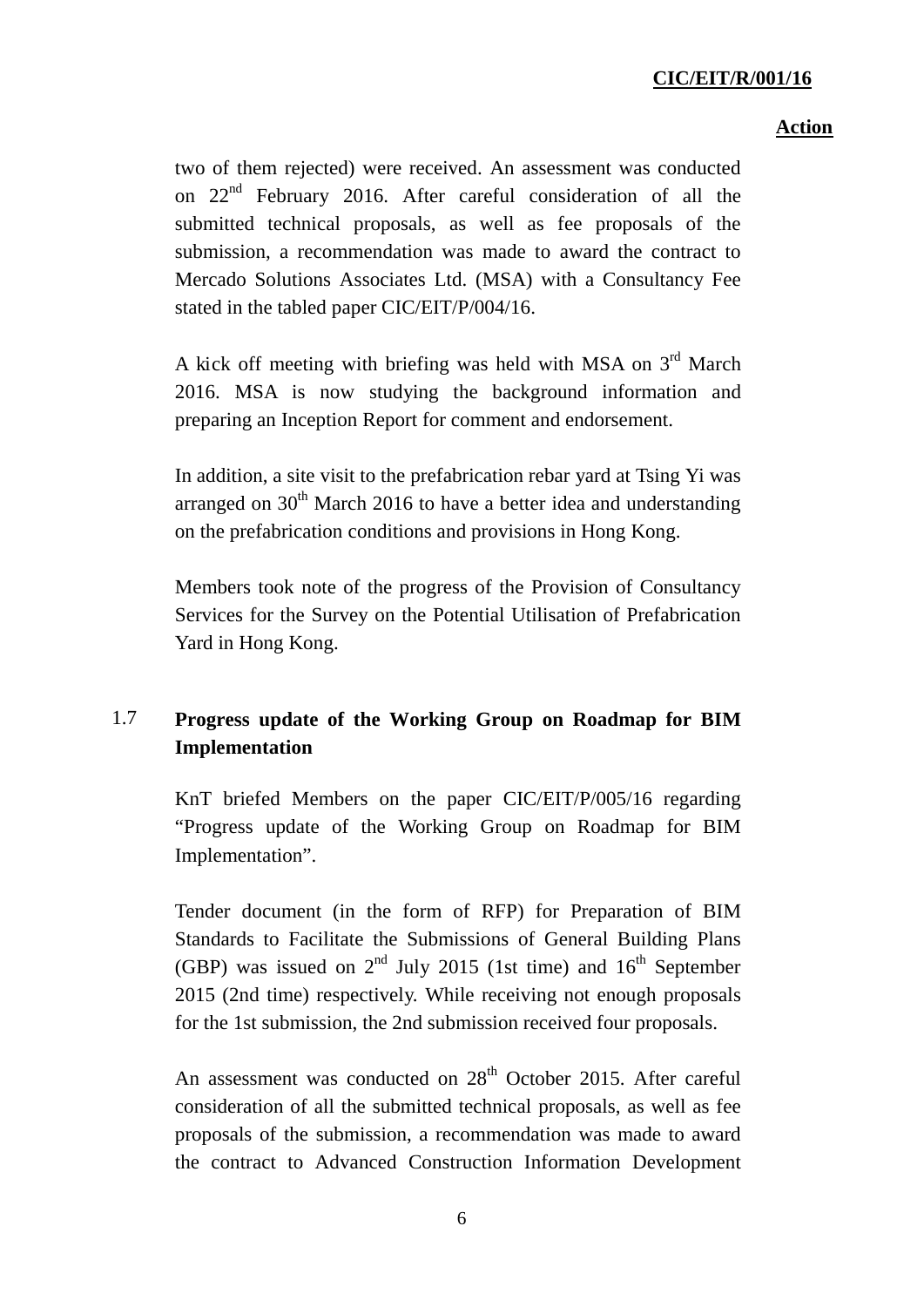two of them rejected) were received. An assessment was conducted on 22nd February 2016. After careful consideration of all the submitted technical proposals, as well as fee proposals of the submission, a recommendation was made to award the contract to Mercado Solutions Associates Ltd. (MSA) with a Consultancy Fee stated in the tabled paper CIC/EIT/P/004/16.

A kick off meeting with briefing was held with MSA on 3rd March 2016. MSA is now studying the background information and preparing an Inception Report for comment and endorsement.

In addition, a site visit to the prefabrication rebar yard at Tsing Yi was arranged on 30th March 2016 to have a better idea and understanding on the prefabrication conditions and provisions in Hong Kong.

Members took note of the progress of the Provision of Consultancy Services for the Survey on the Potential Utilisation of Prefabrication Yard in Hong Kong.

## 1.7 Progress update of the Working Group on Roadmap for BIM Implementation

KnT briefed Members on the paper CIC/EIT/P/005/16 regarding "Progress update of the Working Group on Roadmap for BIM Implementation".

Tender document (in the form of RFP) for Preparation of BIM Standards to Facilitate the Submissions of General Building Plans (GBP) was issued on 2nd July 2015 (1st time) and 16th September 2015 (2nd time) respectively. While receiving not enough proposals for the 1st submission, the 2nd submission received four proposals.

An assessment was conducted on 28th October 2015. After careful consideration of all the submitted technical proposals, as well as fee proposals of the submission, a recommendation was made to award the contract to Advanced Construction Information Development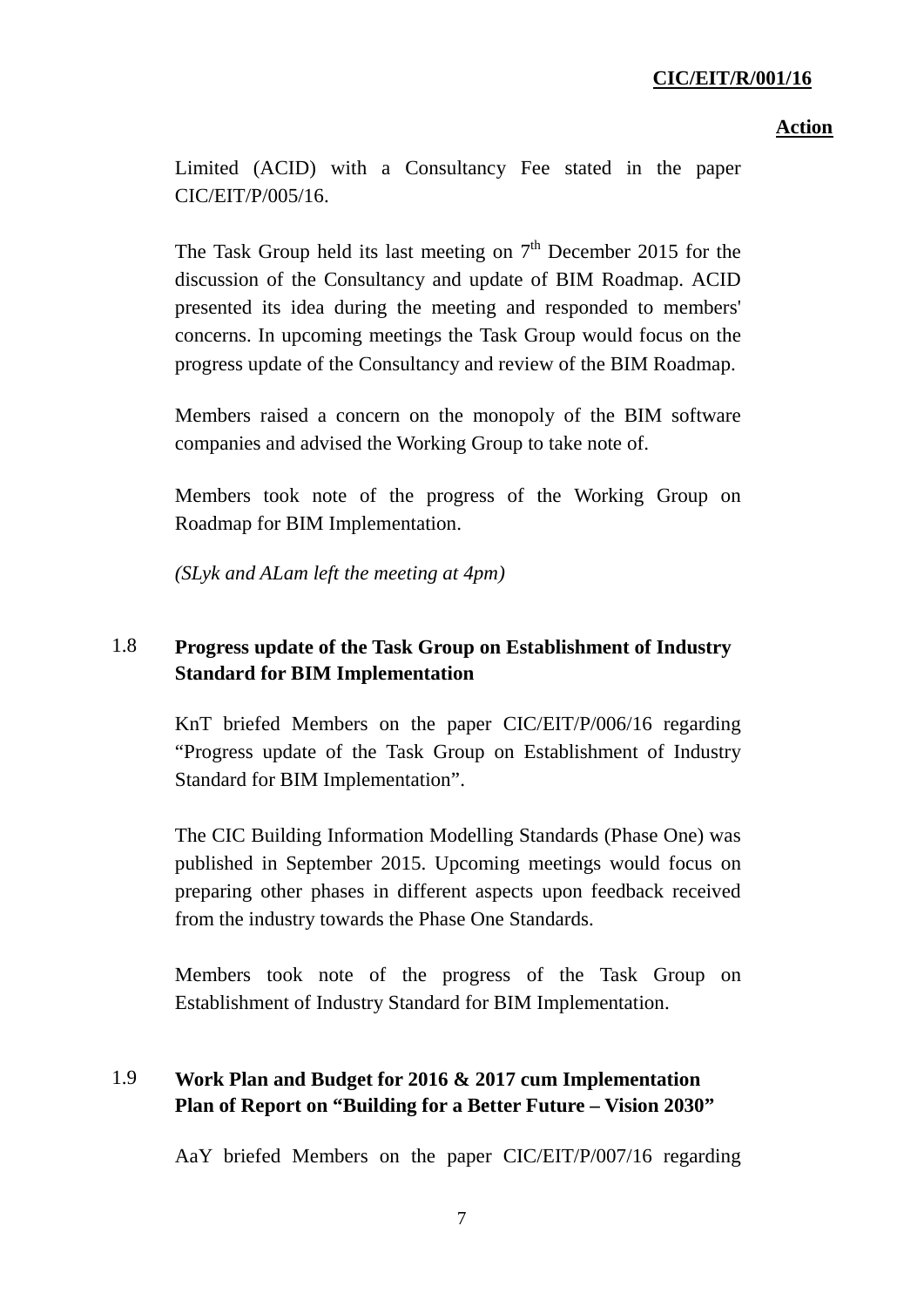Limited (ACID) with a Consultancy Fee stated in the paper CIC/EIT/P/005/16.

The Task Group held its last meeting on 7th December 2015 for the discussion of the Consultancy and update of BIM Roadmap. ACID presented its idea during the meeting and responded to members' concerns. In upcoming meetings the Task Group would focus on the progress update of the Consultancy and review of the BIM Roadmap.

Members raised a concern on the monopoly of the BIM software companies and advised the Working Group to take note of.

Members took note of the progress of the Working Group on Roadmap for BIM Implementation.

*(SLyk and ALam left the meeting at 4pm)*

**1.8 Progress update of the Task Group on Establishment of Industry Standard for BIM Implementation**

KnT briefed Members on the paper CIC/EIT/P/006/16 regarding "Progress update of the Task Group on Establishment of Industry Standard for BIM Implementation".

The CIC Building Information Modelling Standards (Phase One) was published in September 2015. Upcoming meetings would focus on preparing other phases in different aspects upon feedback received from the industry towards the Phase One Standards.

Members took note of the progress of the Task Group on Establishment of Industry Standard for BIM Implementation.

**1.9 Work Plan and Budget for 2016 & 2017 cum Implementation Plan of Report on "Building for a Better Future – Vision 2030"**

AaY briefed Members on the paper CIC/EIT/P/007/16 regarding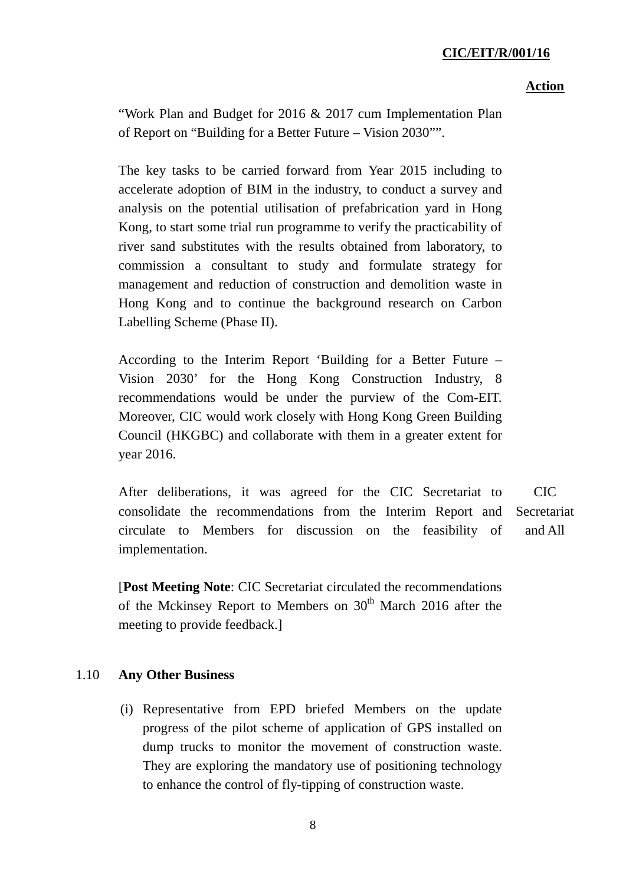**Action**

"Work Plan and Budget for 2016 & 2017 cum Implementation Plan of Report on "Building for a Better Future – Vision 2030"".

The key tasks to be carried forward from Year 2015 including to accelerate adoption of BIM in the industry, to conduct a survey and analysis on the potential utilisation of prefabrication yard in Hong Kong, to start some trial run programme to verify the practicability of river sand substitutes with the results obtained from laboratory, to commission a consultant to study and formulate strategy for management and reduction of construction and demolition waste in Hong Kong and to continue the background research on Carbon Labelling Scheme (Phase II).

According to the Interim Report 'Building for a Better Future – Vision 2030' for the Hong Kong Construction Industry, 8 recommendations would be under the purview of the Com-EIT. Moreover, CIC would work closely with Hong Kong Green Building Council (HKGBC) and collaborate with them in a greater extent for year 2016.

After deliberations, it was agreed for the CIC Secretariat to consolidate the recommendations from the Interim Report and circulate to Members for discussion on the feasibility of implementation. — **CIC Secretariat and All**

[**Post Meeting Note**: CIC Secretariat circulated the recommendations of the Mckinsey Report to Members on 30th March 2016 after the meeting to provide feedback.]

1.10 **Any Other Business**

(i) Representative from EPD briefed Members on the update progress of the pilot scheme of application of GPS installed on dump trucks to monitor the movement of construction waste. They are exploring the mandatory use of positioning technology to enhance the control of fly-tipping of construction waste.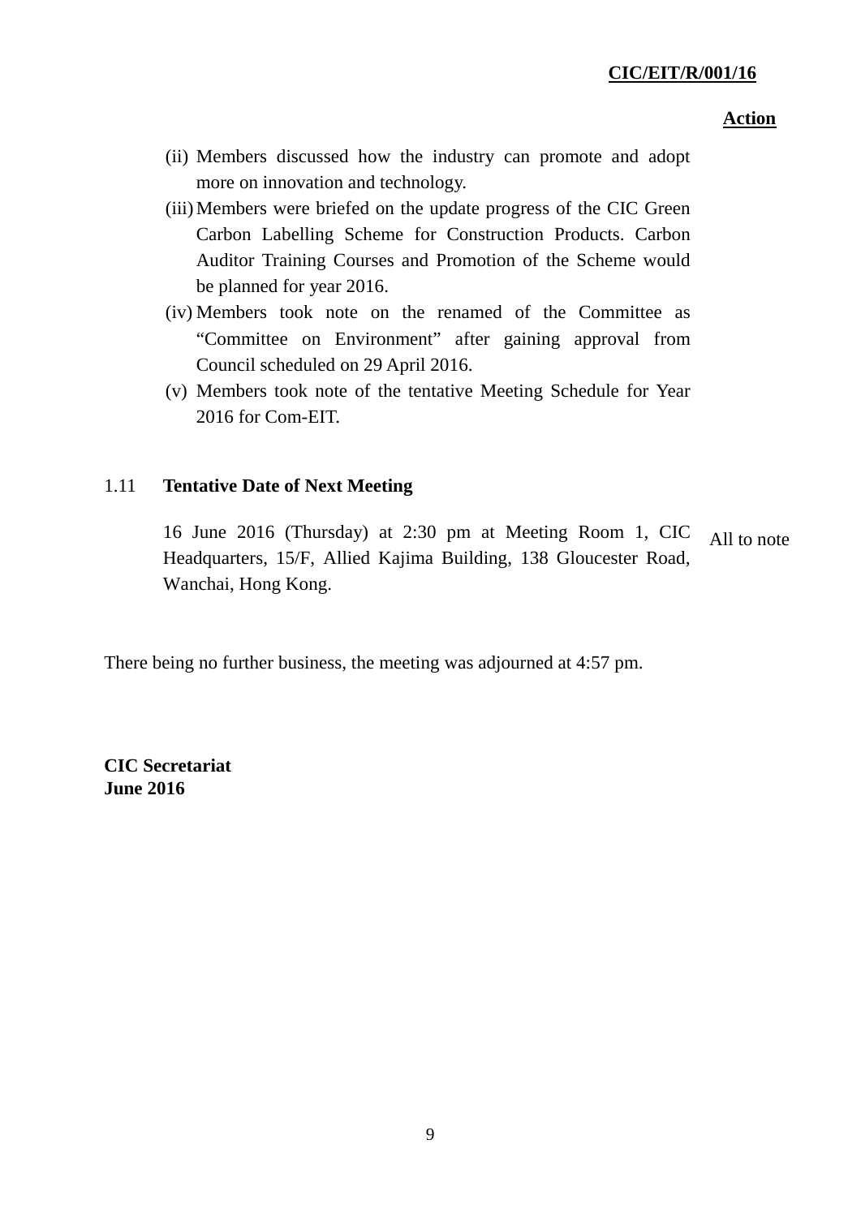**Action**

(ii) Members discussed how the industry can promote and adopt more on innovation and technology.

(iii) Members were briefed on the update progress of the CIC Green Carbon Labelling Scheme for Construction Products. Carbon Auditor Training Courses and Promotion of the Scheme would be planned for year 2016.

(iv) Members took note on the renamed of the Committee as "Committee on Environment" after gaining approval from Council scheduled on 29 April 2016.

(v) Members took note of the tentative Meeting Schedule for Year 2016 for Com-EIT.

1.11 **Tentative Date of Next Meeting**

16 June 2016 (Thursday) at 2:30 pm at Meeting Room 1, CIC Headquarters, 15/F, Allied Kajima Building, 138 Gloucester Road, Wanchai, Hong Kong. — All to note

There being no further business, the meeting was adjourned at 4:57 pm.

**CIC Secretariat**
**June 2016**